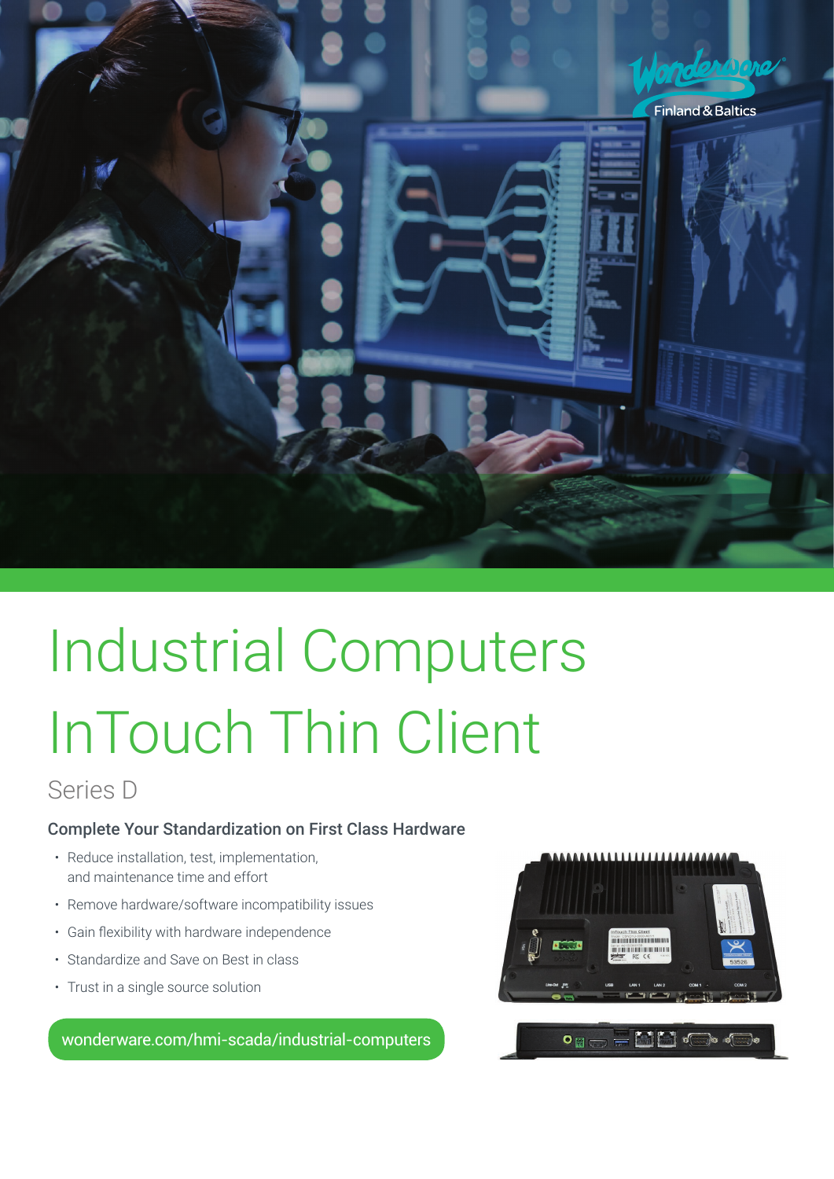Wonderware Finland & Baltics

# Industrial Computers InTouch Thin Client

## Series D

### Complete Your Standardization on First Class Hardware

- Reduce installation, test, implementation, and maintenance time and effort
- Remove hardware/software incompatibility issues
- Gain flexibility with hardware independence
- Standardize and Save on Best in class
- Trust in a single source solution

wonderware.com/hmi-scada/industrial-computers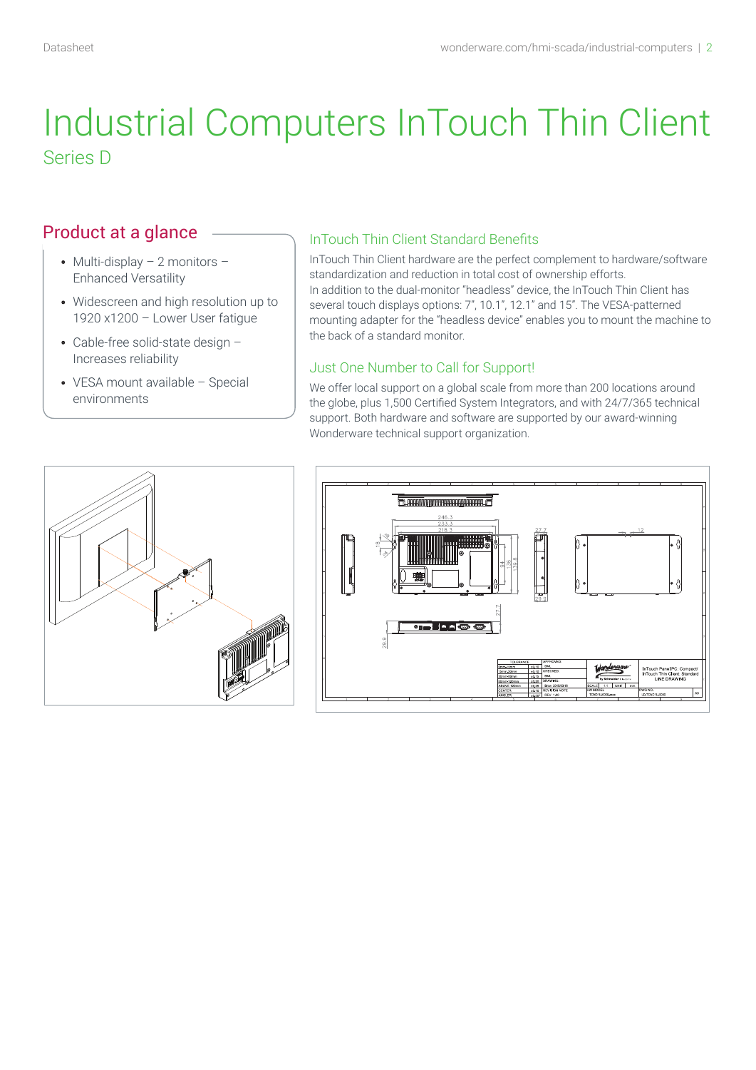# Industrial Computers InTouch Thin Client

## Series D

### Product at a glance

- Multi-display – 2 monitors – Enhanced Versatility
- Widescreen and high resolution up to 1920 x1200 – Lower User fatigue
- Cable-free solid-state design – Increases reliability
- VESA mount available – Special environments

### InTouch Thin Client Standard Benefits

InTouch Thin Client hardware are the perfect complement to hardware/software standardization and reduction in total cost of ownership efforts.
In addition to the dual-monitor "headless" device, the InTouch Thin Client has several touch displays options: 7", 10.1", 12.1" and 15". The VESA-patterned mounting adapter for the "headless device" enables you to mount the machine to the back of a standard monitor.

### Just One Number to Call for Support!

We offer local support on a global scale from more than 200 locations around the globe, plus 1,500 Certified System Integrators, and with 24/7/365 technical support. Both hardware and software are supported by our award-winning Wonderware technical support organization.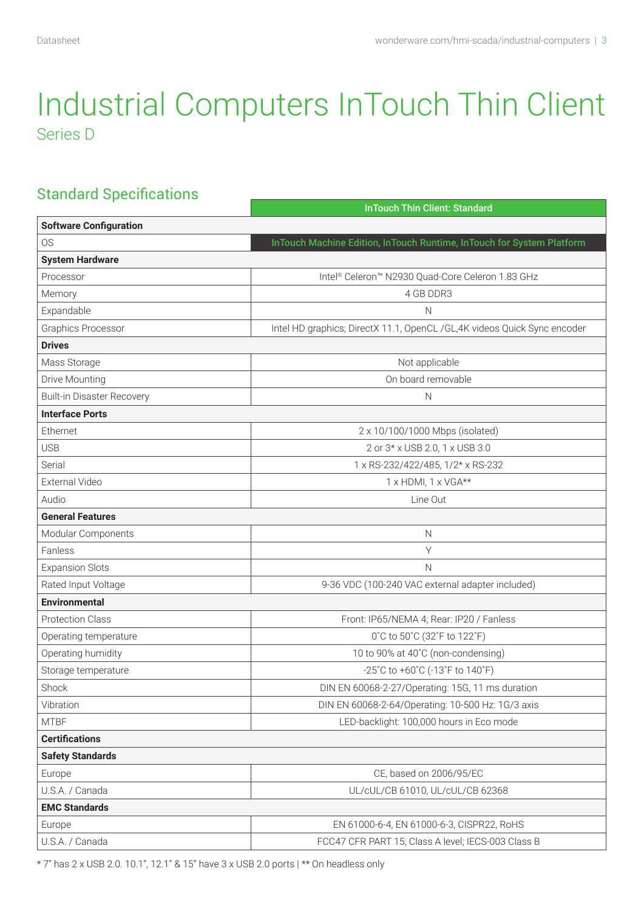# Industrial Computers InTouch Thin Client

## Series D

### Standard Specifications

| | InTouch Thin Client: Standard |
|---|---|
| **Software Configuration** | |
| OS | InTouch Machine Edition, InTouch Runtime, InTouch for System Platform |
| **System Hardware** | |
| Processor | Intel® Celeron™ N2930 Quad-Core Celeron 1.83 GHz |
| Memory | 4 GB DDR3 |
| Expandable | N |
| Graphics Processor | Intel HD graphics; DirectX 11.1, OpenCL /GL,4K videos Quick Sync encoder |
| **Drives** | |
| Mass Storage | Not applicable |
| Drive Mounting | On board removable |
| Built-in Disaster Recovery | N |
| **Interface Ports** | |
| Ethernet | 2 x 10/100/1000 Mbps (isolated) |
| USB | 2 or 3* x USB 2.0, 1 x USB 3.0 |
| Serial | 1 x RS-232/422/485, 1/2* x RS-232 |
| External Video | 1 x HDMI, 1 x VGA** |
| Audio | Line Out |
| **General Features** | |
| Modular Components | N |
| Fanless | Y |
| Expansion Slots | N |
| Rated Input Voltage | 9-36 VDC (100-240 VAC external adapter included) |
| **Environmental** | |
| Protection Class | Front: IP65/NEMA 4; Rear: IP20 / Fanless |
| Operating temperature | 0˚C to 50˚C (32˚F to 122˚F) |
| Operating humidity | 10 to 90% at 40˚C (non-condensing) |
| Storage temperature | -25˚C to +60˚C (-13˚F to 140˚F) |
| Shock | DIN EN 60068-2-27/Operating: 15G, 11 ms duration |
| Vibration | DIN EN 60068-2-64/Operating: 10-500 Hz: 1G/3 axis |
| MTBF | LED-backlight: 100,000 hours in Eco mode |
| **Certifications** | |
| **Safety Standards** | |
| Europe | CE, based on 2006/95/EC |
| U.S.A. / Canada | UL/cUL/CB 61010, UL/cUL/CB 62368 |
| **EMC Standards** | |
| Europe | EN 61000-6-4, EN 61000-6-3, CISPR22, RoHS |
| U.S.A. / Canada | FCC47 CFR PART 15; Class A level; IECS-003 Class B |

* 7" has 2 x USB 2.0. 10.1", 12.1" & 15" have 3 x USB 2.0 ports | ** On headless only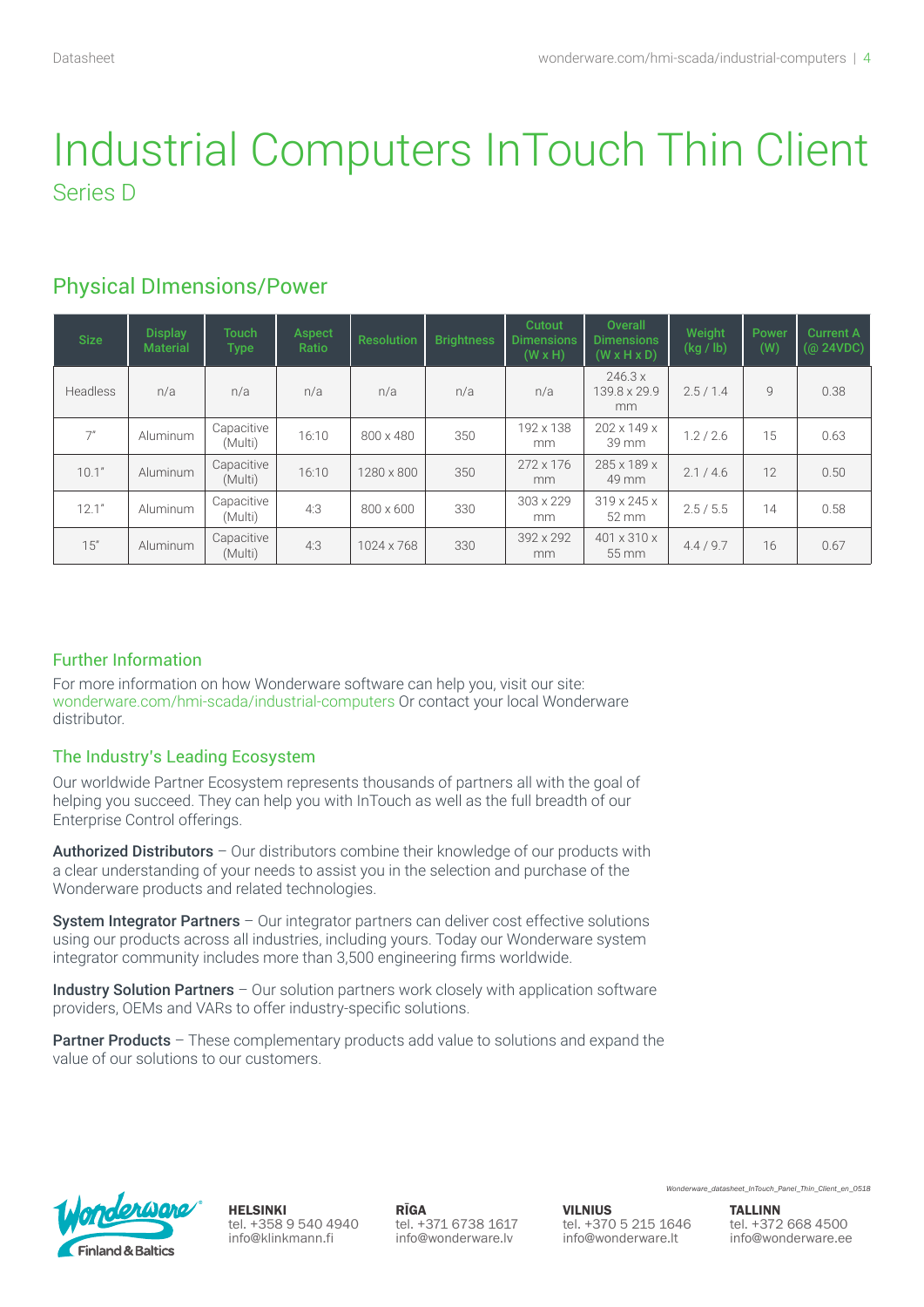# Industrial Computers InTouch Thin Client

Series D

## Physical DImensions/Power

| Size | Display Material | Touch Type | Aspect Ratio | Resolution | Brightness | Cutout Dimensions (W x H) | Overall Dimensions (W x H x D) | Weight (kg / lb) | Power (W) | Current A (@ 24VDC) |
|---|---|---|---|---|---|---|---|---|---|---|
| Headless | n/a | n/a | n/a | n/a | n/a | n/a | 246.3 x 139.8 x 29.9 mm | 2.5 / 1.4 | 9 | 0.38 |
| 7" | Aluminum | Capacitive (Multi) | 16:10 | 800 x 480 | 350 | 192 x 138 mm | 202 x 149 x 39 mm | 1.2 / 2.6 | 15 | 0.63 |
| 10.1" | Aluminum | Capacitive (Multi) | 16:10 | 1280 x 800 | 350 | 272 x 176 mm | 285 x 189 x 49 mm | 2.1 / 4.6 | 12 | 0.50 |
| 12.1" | Aluminum | Capacitive (Multi) | 4:3 | 800 x 600 | 330 | 303 x 229 mm | 319 x 245 x 52 mm | 2.5 / 5.5 | 14 | 0.58 |
| 15" | Aluminum | Capacitive (Multi) | 4:3 | 1024 x 768 | 330 | 392 x 292 mm | 401 x 310 x 55 mm | 4.4 / 9.7 | 16 | 0.67 |

### Further Information

For more information on how Wonderware software can help you, visit our site: wonderware.com/hmi-scada/industrial-computers Or contact your local Wonderware distributor.

### The Industry's Leading Ecosystem

Our worldwide Partner Ecosystem represents thousands of partners all with the goal of helping you succeed. They can help you with InTouch as well as the full breadth of our Enterprise Control offerings.

**Authorized Distributors** – Our distributors combine their knowledge of our products with a clear understanding of your needs to assist you in the selection and purchase of the Wonderware products and related technologies.

**System Integrator Partners** – Our integrator partners can deliver cost effective solutions using our products across all industries, including yours. Today our Wonderware system integrator community includes more than 3,500 engineering firms worldwide.

**Industry Solution Partners** – Our solution partners work closely with application software providers, OEMs and VARs to offer industry-specific solutions.

**Partner Products** – These complementary products add value to solutions and expand the value of our solutions to our customers.

*Wonderware_datasheet_InTouch_Panel_Thin_Client_en_0518*

Wonderware Finland & Baltics

**HELSINKI**
tel. +358 9 540 4940
info@klinkmann.fi

**RĪGA**
tel. +371 6738 1617
info@wonderware.lv

**VILNIUS**
tel. +370 5 215 1646
info@wonderware.lt

**TALLINN**
tel. +372 668 4500
info@wonderware.ee